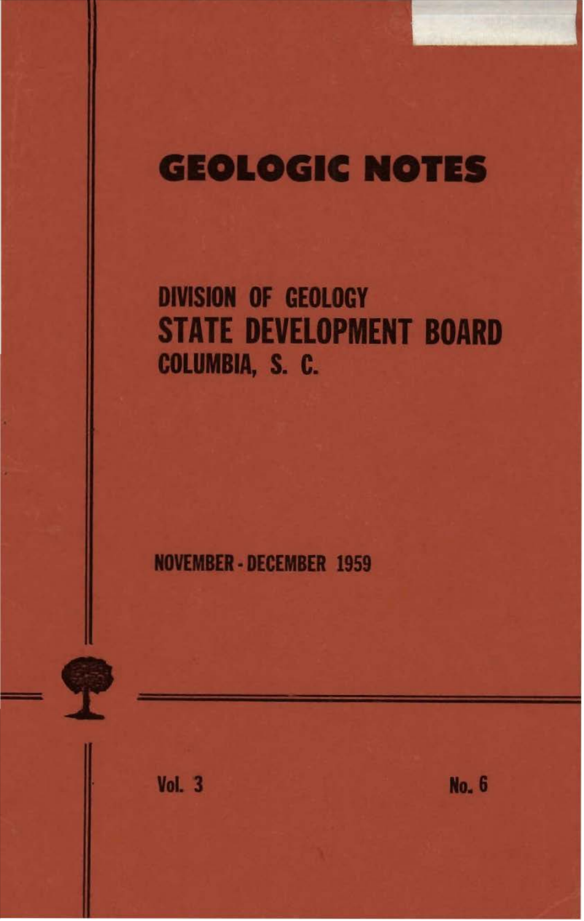# GEOLOGIC NOTES

## DIVISION OF GEOLOGY
## STATE DEVELOPMENT BOARD
## COLUMBIA, S. C.

NOVEMBER - DECEMBER 1959

Vol. 3 No. 6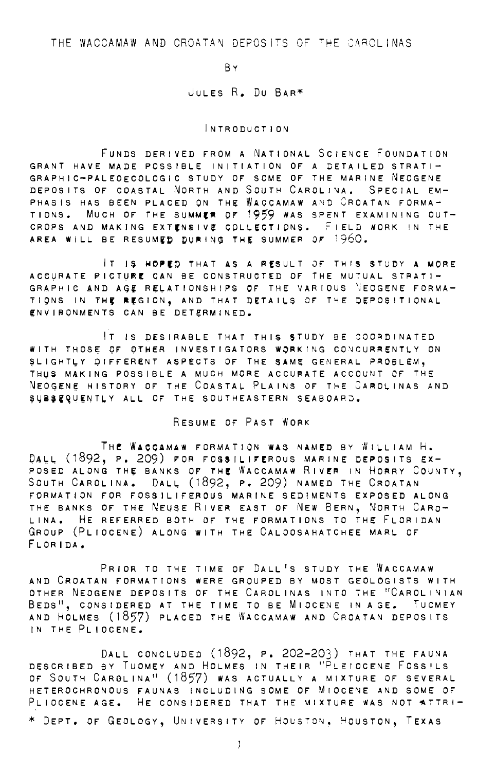# THE WACCAMAW AND CROATAN DEPOSITS OF THE CAROLINAS

By

Jules R. Du Bar*

## Introduction

Funds derived from a National Science Foundation grant have made possible initiation of a detailed stratigraphic-paleoecologic study of some of the marine Neogene deposits of coastal North and South Carolina. Special emphasis has been placed on the Waccamaw and Croatan formations. Much of the summer of 1959 was spent examining outcrops and making extensive collections. Field work in the area will be resumed during the summer of 1960.

It is hoped that as a result of this study a more accurate picture can be constructed of the mutual stratigraphic and age relationships of the various Neogene formations in the region, and that details of the depositional environments can be determined.

It is desirable that this study be coordinated with those of other investigators working concurrently on slightly different aspects of the same general problem, thus making possible a much more accurate account of the Neogene history of the Coastal Plains of the Carolinas and subsequently all of the southeastern seaboard.

## Resume of Past Work

The Waccamaw formation was named by William H. Dall (1892, p. 209) for fossiliferous marine deposits exposed along the banks of the Waccamaw River in Horry County, South Carolina. Dall (1892, p. 209) named the Croatan formation for fossiliferous marine sediments exposed along the banks of the Neuse River east of New Bern, North Carolina. He referred both of the formations to the Floridan Group (Pliocene) along with the Caloosahatchee marl of Florida.

Prior to the time of Dall's study the Waccamaw and Croatan formations were grouped by most geologists with other Neogene deposits of the Carolinas into the "Carolinian Beds", considered at the time to be Miocene in age. Tuomey and Holmes (1857) placed the Waccamaw and Croatan deposits in the Pliocene.

Dall concluded (1892, p. 202-203) that the fauna described by Tuomey and Holmes in their "Pleiocene Fossils of South Carolina" (1857) was actually a mixture of several heterochronous faunas including some of Miocene and some of Pliocene age. He considered that the mixture was not attri-

* Dept. of Geology, University of Houston, Houston, Texas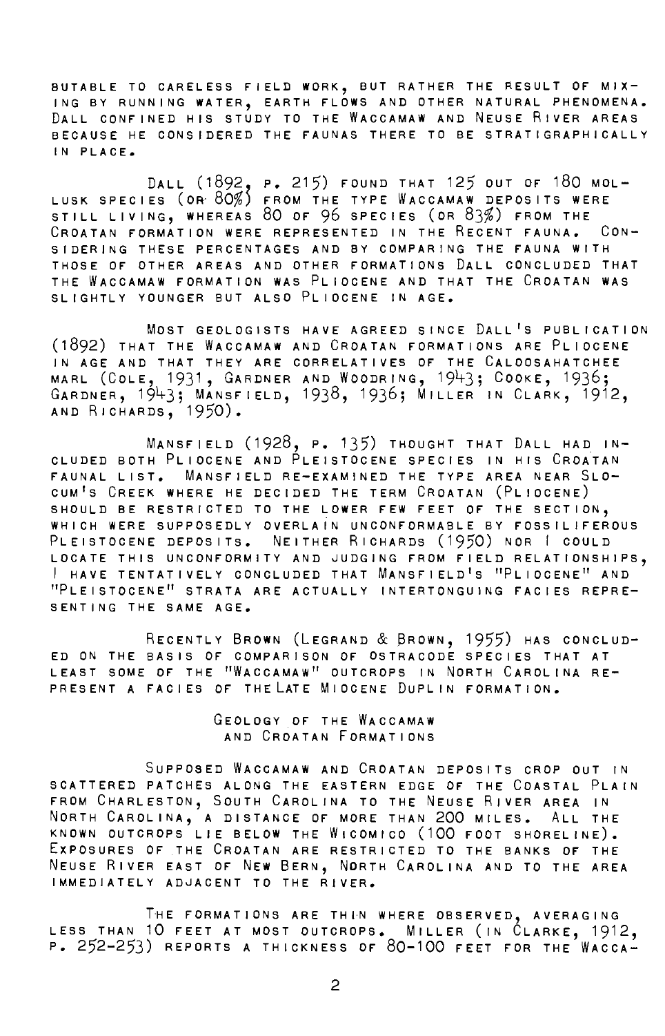butable to careless field work, but rather the result of mixing by running water, earth flows and other natural phenomena. Dall confined his study to the Waccamaw and Neuse River areas because he considered the faunas there to be stratigraphically in place.

Dall (1892, p. 215) found that 125 out of 180 mollusk species (or 80%) from the type Waccamaw deposits were still living, whereas 80 of 96 species (or 83%) from the Croatan formation were represented in the Recent fauna. Considering these percentages and by comparing the fauna with those of other areas and other formations Dall concluded that the Waccamaw formation was Pliocene and that the Croatan was slightly younger but also Pliocene in age.

Most geologists have agreed since Dall's publication (1892) that the Waccamaw and Croatan formations are Pliocene in age and that they are correlatives of the Caloosahatchee marl (Cole, 1931, Gardner and Woodring, 1943; Cooke, 1936; Gardner, 1943; Mansfield, 1938, 1936; Miller in Clark, 1912, and Richards, 1950).

Mansfield (1928, p. 135) thought that Dall had included both Pliocene and Pleistocene species in his Croatan faunal list. Mansfield re-examined the type area near Slocum's Creek where he decided the term Croatan (Pliocene) should be restricted to the lower few feet of the section, which were supposedly overlain unconformable by fossiliferous Pleistocene deposits. Neither Richards (1950) nor I could locate this unconformity and judging from field relationships, I have tentatively concluded that Mansfield's "Pliocene" and "Pleistocene" strata are actually intertonguing facies representing the same age.

Recently Brown (LeGrand & Brown, 1955) has concluded on the basis of comparison of ostracode species that at least some of the "Waccamaw" outcrops in North Carolina represent a facies of the Late Miocene Duplin formation.

## Geology of the Waccamaw and Croatan Formations

Supposed Waccamaw and Croatan deposits crop out in scattered patches along the eastern edge of the Coastal Plain from Charleston, South Carolina to the Neuse River area in North Carolina, a distance of more than 200 miles. All the known outcrops lie below the Wicomico (100 foot shoreline). Exposures of the Croatan are restricted to the banks of the Neuse River east of New Bern, North Carolina and to the area immediately adjacent to the river.

The formations are thin where observed, averaging less than 10 feet at most outcrops. Miller (in Clarke, 1912, p. 252-253) reports a thickness of 80-100 feet for the Wacca-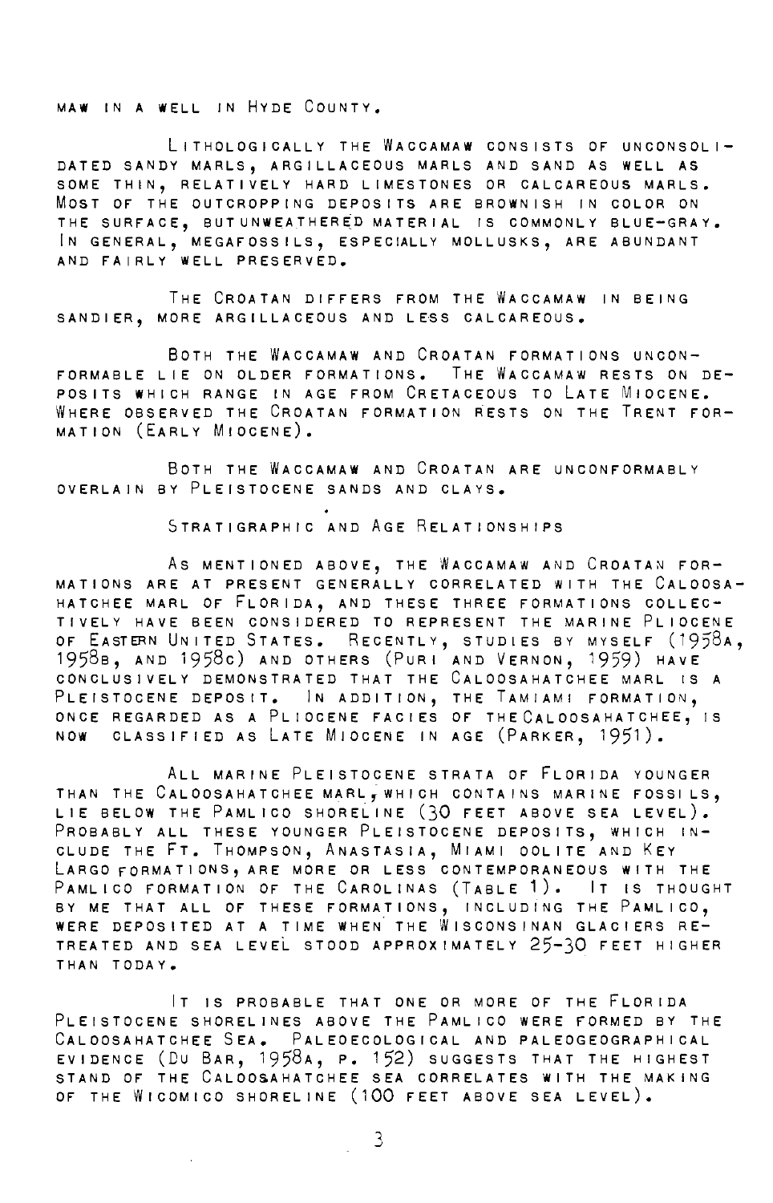maw in a well in Hyde County.

Lithologically the Waccamaw consists of unconsolidated sandy marls, argillaceous marls and sand as well as some thin, relatively hard limestones or calcareous marls. Most of the outcropping deposits are brownish in color on the surface, but unweathered material is commonly blue-gray. In general, megafossils, especially mollusks, are abundant and fairly well preserved.

The Croatan differs from the Waccamaw in being sandier, more argillaceous and less calcareous.

Both the Waccamaw and Croatan formations unconformable lie on older formations. The Waccamaw rests on deposits which range in age from Cretaceous to Late Miocene. Where observed the Croatan formation rests on the Trent formation (Early Miocene).

Both the Waccamaw and Croatan are unconformably overlain by Pleistocene sands and clays.

## Stratigraphic and Age Relationships

As mentioned above, the Waccamaw and Croatan formations are at present generally correlated with the Caloosahatchee marl of Florida, and these three formations collectively have been considered to represent the marine Pliocene of Eastern United States. Recently, studies by myself (1958a, 1958b, and 1958c) and others (Puri and Vernon, 1959) have conclusively demonstrated that the Caloosahatchee marl is a Pleistocene deposit. In addition, the Tamiami formation, once regarded as a Pliocene facies of the Caloosahatchee, is now classified as Late Miocene in age (Parker, 1951).

All marine Pleistocene strata of Florida younger than the Caloosahatchee marl, which contains marine fossils, lie below the Pamlico shoreline (30 feet above sea level). Probably all these younger Pleistocene deposits, which include the Ft. Thompson, Anastasia, Miami oolite and Key Largo formations, are more or less contemporaneous with the Pamlico formation of the Carolinas (Table 1). It is thought by me that all of these formations, including the Pamlico, were deposited at a time when the Wisconsinan glaciers retreated and sea level stood approximately 25-30 feet higher than today.

It is probable that one or more of the Florida Pleistocene shorelines above the Pamlico were formed by the Caloosahatchee Sea. Paleoecological and paleogeographical evidence (Du Bar, 1958a, p. 152) suggests that the highest stand of the Caloosahatchee sea correlates with the making of the Wicomico shoreline (100 feet above sea level).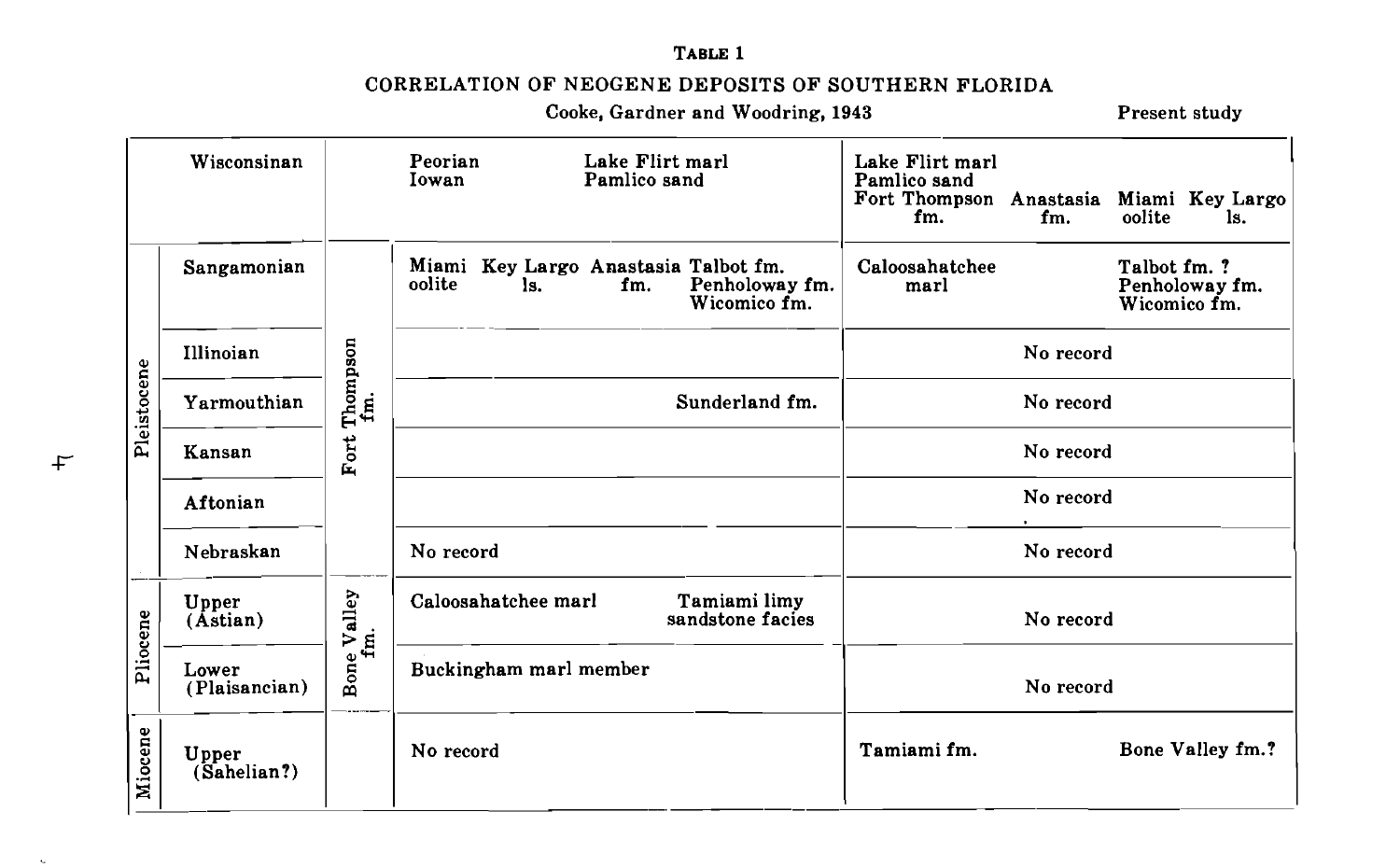**TABLE 1**

CORRELATION OF NEOGENE DEPOSITS OF SOUTHERN FLORIDA

| Epoch | Stage | Cooke, Gardner and Woodring, 1943 | | | Present study |
|---|---|---|---|---|---|
| | Wisconsinan | | Peorian<br>Iowan | Lake Flirt marl<br>Pamlico sand | Lake Flirt marl<br>Pamlico sand<br>Fort Thompson fm. Anastasia fm. Miami oolite Key Largo ls. |
| Pleistocene | Sangamonian | Fort Thompson fm. | Miami oolite Key Largo ls. Anastasia fm. | Talbot fm.<br>Penholoway fm.<br>Wicomico fm. | Caloosahatchee marl / Talbot fm. ?<br>Penholoway fm.<br>Wicomico fm. |
| Pleistocene | Illinoian | Fort Thompson fm. | | | No record |
| Pleistocene | Yarmouthian | Fort Thompson fm. | | Sunderland fm. | No record |
| Pleistocene | Kansan | Fort Thompson fm. | | | No record |
| Pleistocene | Aftonian | Fort Thompson fm. | | | No record |
| Pleistocene | Nebraskan | Fort Thompson fm. | No record | | No record |
| Pliocene | Upper (Astian) | Bone Valley fm. | Caloosahatchee marl | Tamiami limy sandstone facies | No record |
| Pliocene | Lower (Plaisancian) | Bone Valley fm. | Buckingham marl member | | No record |
| Miocene | Upper (Sahelian?) | | No record | | Tamiami fm. / Bone Valley fm.? |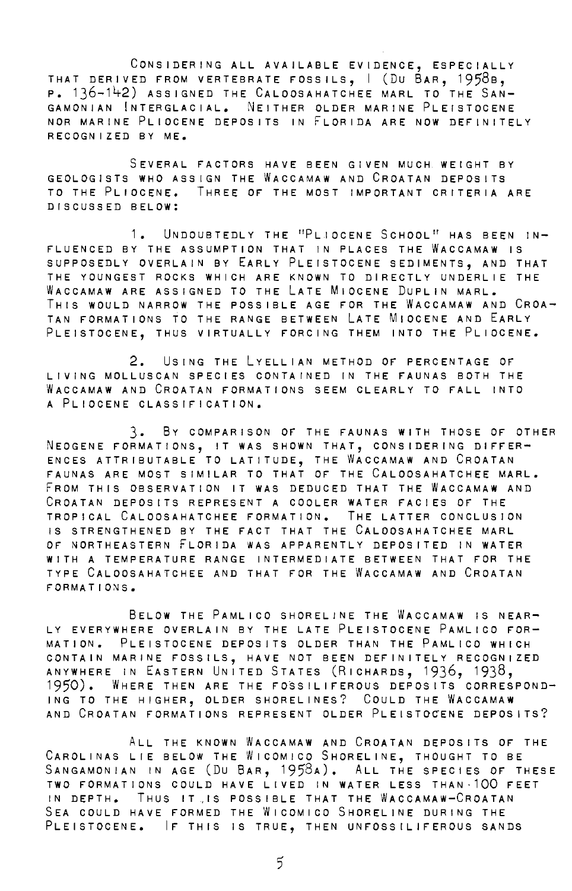Considering all available evidence, especially that derived from vertebrate fossils, I (Du Bar, 1958b, p. 136-142) assigned the Caloosahatchee marl to the Sangamonian Interglacial. Neither older marine Pleistocene nor marine Pliocene deposits in Florida are now definitely recognized by me.

Several factors have been given much weight by geologists who assign the Waccamaw and Croatan deposits to the Pliocene. Three of the most important criteria are discussed below:

1. Undoubtedly the "Pliocene School" has been influenced by the assumption that in places the Waccamaw is supposedly overlain by Early Pleistocene sediments, and that the youngest rocks which are known to directly underlie the Waccamaw are assigned to the Late Miocene Duplin marl. This would narrow the possible age for the Waccamaw and Croatan formations to the range between Late Miocene and Early Pleistocene, thus virtually forcing them into the Pliocene.

2. Using the Lyellian method of percentage of living molluscan species contained in the faunas both the Waccamaw and Croatan formations seem clearly to fall into a Pliocene classification.

3. By comparison of the faunas with those of other Neogene formations, it was shown that, considering differences attributable to latitude, the Waccamaw and Croatan faunas are most similar to that of the Caloosahatchee marl. From this observation it was deduced that the Waccamaw and Croatan deposits represent a cooler water facies of the tropical Caloosahatchee formation. The latter conclusion is strengthened by the fact that the Caloosahatchee marl of northeastern Florida was apparently deposited in water with a temperature range intermediate between that for the type Caloosahatchee and that for the Waccamaw and Croatan formations.

Below the Pamlico shoreline the Waccamaw is nearly everywhere overlain by the late Pleistocene Pamlico formation. Pleistocene deposits older than the Pamlico which contain marine fossils, have not been definitely recognized anywhere in Eastern United States (Richards, 1936, 1938, 1950). Where then are the fossiliferous deposits corresponding to the higher, older shorelines? Could the Waccamaw and Croatan formations represent older Pleistocene deposits?

All the known Waccamaw and Croatan deposits of the Carolinas lie below the Wicomico Shoreline, thought to be Sangamonian in age (Du Bar, 1958a). All the species of these two formations could have lived in water less than 100 feet in depth. Thus it is possible that the Waccamaw-Croatan Sea could have formed the Wicomico Shoreline during the Pleistocene. If this is true, then unfossiliferous sands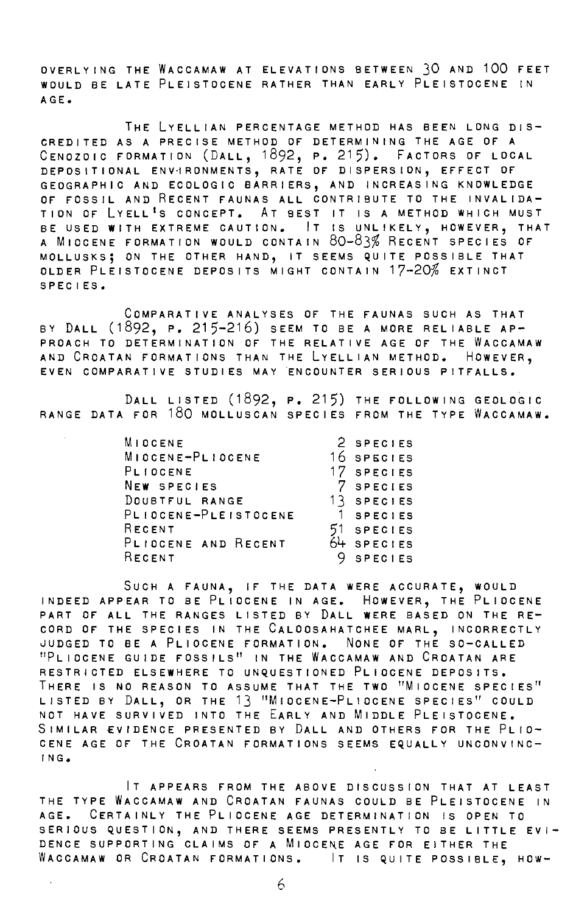overlying the Waccamaw at elevations between 30 and 100 feet would be late Pleistocene rather than early Pleistocene in age.

The Lyellian percentage method has been long discredited as a precise method of determining the age of a Cenozoic formation (Dall, 1892, p. 215). Factors of local depositional environments, rate of dispersion, effect of geographic and ecologic barriers, and increasing knowledge of fossil and Recent faunas all contribute to the invalidation of Lyell's concept. At best it is a method which must be used with extreme caution. It is unlikely, however, that a Miocene formation would contain 80-83% Recent species of mollusks; on the other hand, it seems quite possible that older Pleistocene deposits might contain 17-20% extinct species.

Comparative analyses of the faunas such as that by Dall (1892, p. 215-216) seem to be a more reliable approach to determination of the relative age of the Waccamaw and Croatan formations than the Lyellian method. However, even comparative studies may encounter serious pitfalls.

Dall listed (1892, p. 215) the following geologic range data for 180 molluscan species from the type Waccamaw.

| | |
|---|---|
| Miocene | 2 species |
| Miocene-Pliocene | 16 species |
| Pliocene | 17 species |
| New species | 7 species |
| Doubtful range | 13 species |
| Pliocene-Pleistocene | 1 species |
| Recent | 51 species |
| Pliocene and Recent | 64 species |
| Recent | 9 species |

Such a fauna, if the data were accurate, would indeed appear to be Pliocene in age. However, the Pliocene part of all the ranges listed by Dall were based on the record of the species in the Caloosahatchee marl, incorrectly judged to be a Pliocene formation. None of the so-called "Pliocene guide fossils" in the Waccamaw and Croatan are restricted elsewhere to unquestioned Pliocene deposits. There is no reason to assume that the two "Miocene species" listed by Dall, or the 13 "Miocene-Pliocene species" could not have survived into the Early and Middle Pleistocene. Similar evidence presented by Dall and others for the Pliocene age of the Croatan formations seems equally unconvincing.

It appears from the above discussion that at least the type Waccamaw and Croatan faunas could be Pleistocene in age. Certainly the Pliocene age determination is open to serious question, and there seems presently to be little evidence supporting claims of a Miocene age for either the Waccamaw or Croatan formations. It is quite possible, how-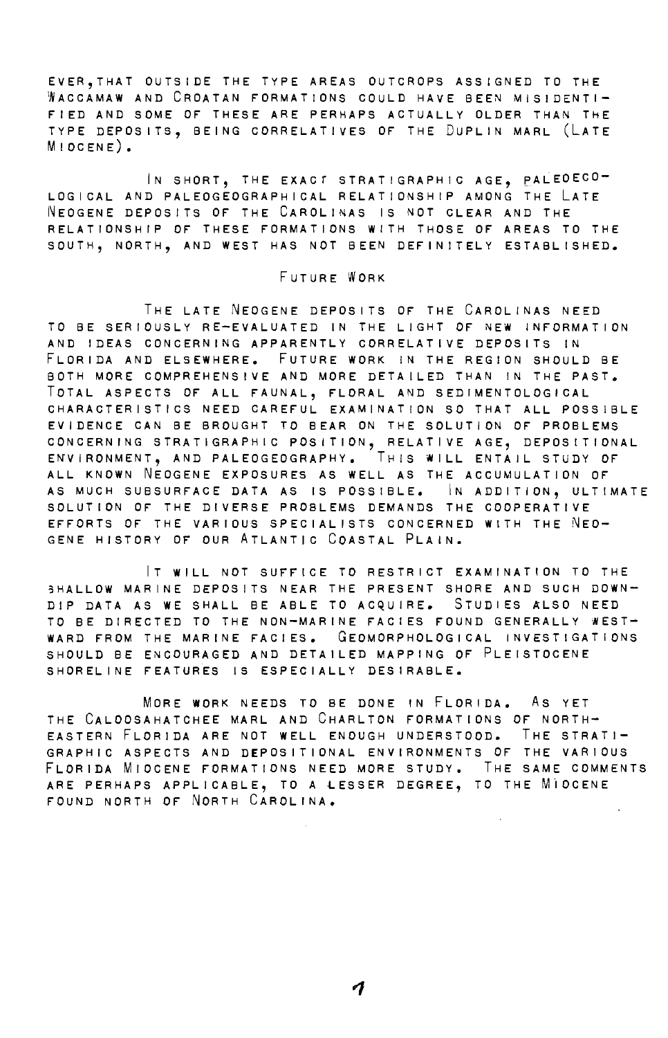ever, that outside the type areas outcrops assigned to the Waccamaw and Croatan formations could have been misidentified and some of these are perhaps actually older than the type deposits, being correlatives of the Duplin marl (Late Miocene).

In short, the exact stratigraphic age, paleoecological and paleogeographical relationship among the Late Neogene deposits of the Carolinas is not clear and the relationship of these formations with those of areas to the south, north, and west has not been definitely established.

## Future Work

The late Neogene deposits of the Carolinas need to be seriously re-evaluated in the light of new information and ideas concerning apparently correlative deposits in Florida and elsewhere. Future work in the region should be both more comprehensive and more detailed than in the past. Total aspects of all faunal, floral and sedimentological characteristics need careful examination so that all possible evidence can be brought to bear on the solution of problems concerning stratigraphic position, relative age, depositional environment, and paleogeography. This will entail study of all known Neogene exposures as well as the accumulation of as much subsurface data as is possible. In addition, ultimate solution of the diverse problems demands the cooperative efforts of the various specialists concerned with the Neogene history of our Atlantic Coastal Plain.

It will not suffice to restrict examination to the shallow marine deposits near the present shore and such downdip data as we shall be able to acquire. Studies also need to be directed to the non-marine facies found generally westward from the marine facies. Geomorphological investigations should be encouraged and detailed mapping of Pleistocene shoreline features is especially desirable.

More work needs to be done in Florida. As yet the Caloosahatchee marl and Charlton formations of northeastern Florida are not well enough understood. The stratigraphic aspects and depositional environments of the various Florida Miocene formations need more study. The same comments are perhaps applicable, to a lesser degree, to the Miocene found north of North Carolina.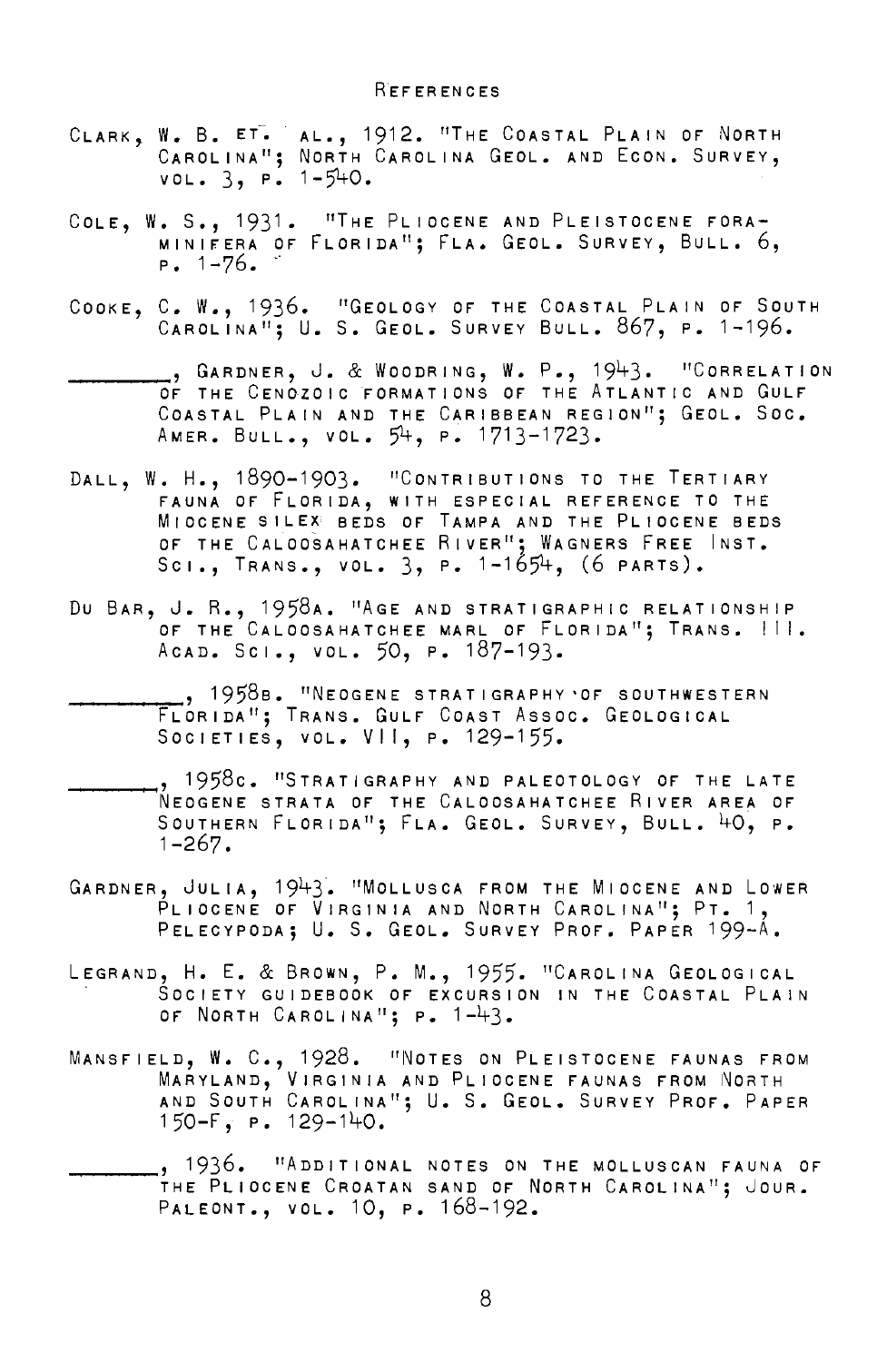## References

Clark, W. B. et al., 1912. "The Coastal Plain of North Carolina"; North Carolina Geol. and Econ. Survey, vol. 3, p. 1-540.

Cole, W. S., 1931. "The Pliocene and Pleistocene Foraminifera of Florida"; Fla. Geol. Survey, Bull. 6, p. 1-76.

Cooke, C. W., 1936. "Geology of the Coastal Plain of South Carolina"; U. S. Geol. Survey Bull. 867, p. 1-196.

________, Gardner, J. & Woodring, W. P., 1943. "Correlation of the Cenozoic Formations of the Atlantic and Gulf Coastal Plain and the Caribbean Region"; Geol. Soc. Amer. Bull., vol. 54, p. 1713-1723.

Dall, W. H., 1890-1903. "Contributions to the Tertiary Fauna of Florida, with Especial Reference to the Miocene Silex Beds of Tampa and the Pliocene Beds of the Caloosahatchee River"; Wagners Free Inst. Sci., Trans., vol. 3, p. 1-1654, (6 parts).

Du Bar, J. R., 1958a. "Age and Stratigraphic Relationship of the Caloosahatchee Marl of Florida"; Trans. Ill. Acad. Sci., vol. 50, p. 187-193.

________, 1958b. "Neogene Stratigraphy of Southwestern Florida"; Trans. Gulf Coast Assoc. Geological Societies, vol. VII, p. 129-155.

________, 1958c. "Stratigraphy and Paleotology of the Late Neogene Strata of the Caloosahatchee River Area of Southern Florida"; Fla. Geol. Survey, Bull. 40, p. 1-267.

Gardner, Julia, 1943. "Mollusca from the Miocene and Lower Pliocene of Virginia and North Carolina"; Pt. 1, Pelecypoda; U. S. Geol. Survey Prof. Paper 199-A.

LeGrand, H. E. & Brown, P. M., 1955. "Carolina Geological Society Guidebook of Excursion in the Coastal Plain of North Carolina"; p. 1-43.

Mansfield, W. C., 1928. "Notes on Pleistocene Faunas from Maryland, Virginia and Pliocene Faunas from North and South Carolina"; U. S. Geol. Survey Prof. Paper 150-F, p. 129-140.

________, 1936. "Additional Notes on the Molluscan Fauna of the Pliocene Croatan Sand of North Carolina"; Jour. Paleont., vol. 10, p. 168-192.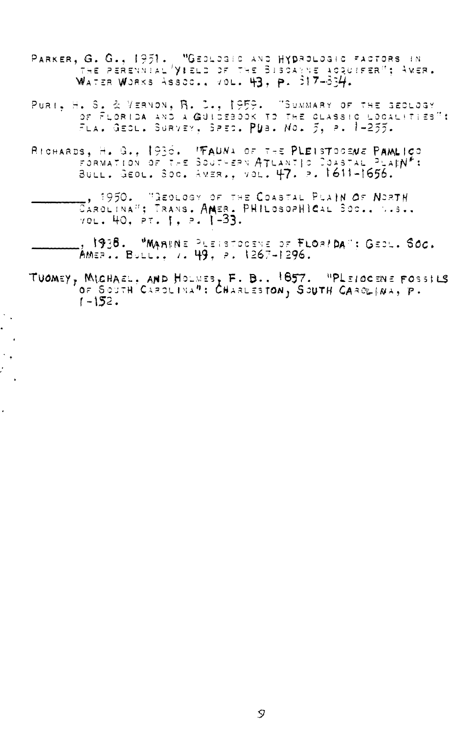PARKER, G. G., 1951. "GEOLOGIC AND HYDROLOGIC FACTORS IN THE PERENNIAL YIELD OF THE BISCAYNE ACQUIFER": AMER. WATER WORKS ASSOC., VOL. 43, P. 817-834.

PURI, H. S. & VERNON, R. O., 1959. "SUMMARY OF THE GEOLOGY OF FLORIDA AND A GUIDEBOOK TO THE CLASSIC LOCALITIES": FLA. GEOL. SURVEY, SPEC. PUB. NO. 5, P. 1-255.

RICHARDS, H. G., 1936. "FAUNA OF THE PLEISTOCENE PAMLICO FORMATION OF THE SOUTHERN ATLANTIC COASTAL PLAIN": BULL. GEOL. SOC. AMER., VOL. 47. P. 1611-1656.

________, 1950. "GEOLOGY OF THE COASTAL PLAIN OF NORTH CAROLINA"; TRANS. AMER. PHILOSOPHICAL SOC., N.S., VOL. 40, PT. 1, P. 1-33.

________, 1938. "MARINE PLEISTOCENE OF FLORIDA": GEOL. SOC. AMER., BULL., V. 49, P. 1267-1296.

TUOMEY, MICHAEL, AND HOLMES, F. B., 1857. "PLEIOCENE FOSSILS OF SOUTH CAROLINA": CHARLESTON, SOUTH CAROLINA, P. 1-152.